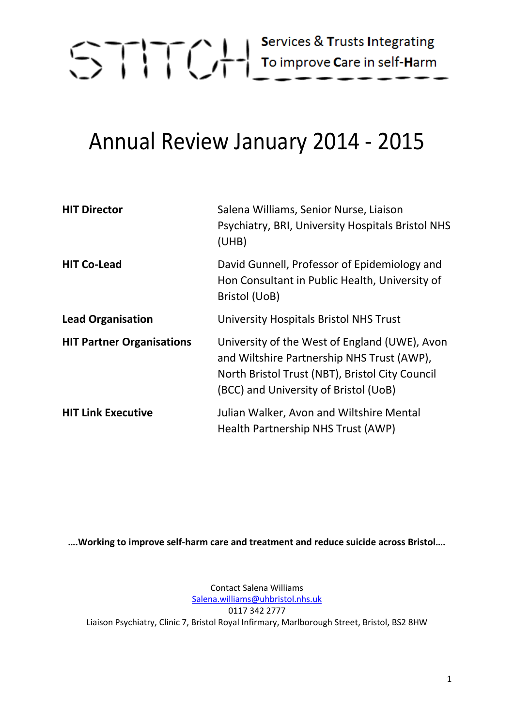# STITCH

**S**ervices & **T**rusts **I**ntegrating **T**o improve **C**are in self-**H**arm

# Annual Review January 2014 - 2015

| | |
|---|---|
| **HIT Director** | Salena Williams, Senior Nurse, Liaison Psychiatry, BRI, University Hospitals Bristol NHS (UHB) |
| **HIT Co-Lead** | David Gunnell, Professor of Epidemiology and Hon Consultant in Public Health, University of Bristol (UoB) |
| **Lead Organisation** | University Hospitals Bristol NHS Trust |
| **HIT Partner Organisations** | University of the West of England (UWE), Avon and Wiltshire Partnership NHS Trust (AWP), North Bristol Trust (NBT), Bristol City Council (BCC) and University of Bristol (UoB) |
| **HIT Link Executive** | Julian Walker, Avon and Wiltshire Mental Health Partnership NHS Trust (AWP) |

**….Working to improve self-harm care and treatment and reduce suicide across Bristol….**

Contact Salena Williams
Salena.williams@uhbristol.nhs.uk
0117 342 2777
Liaison Psychiatry, Clinic 7, Bristol Royal Infirmary, Marlborough Street, Bristol, BS2 8HW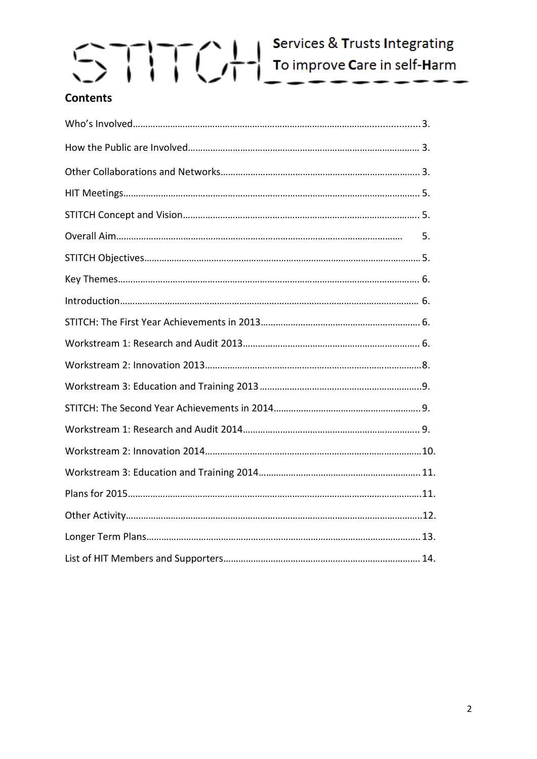STITCH Services & Trusts Integrating To improve Care in self-Harm

## Contents

Who's Involved........................................................................................................3.

How the Public are Involved.................................................................................... 3.

Other Collaborations and Networks........................................................................ 3.

HIT Meetings............................................................................................................ 5.

STITCH Concept and Vision...................................................................................... 5.

Overall Aim........................................................................................................ 5.

STITCH Objectives.................................................................................................... 5.

Key Themes............................................................................................................. 6.

Introduction............................................................................................................. 6.

STITCH: The First Year Achievements in 2013........................................................ 6.

Workstream 1: Research and Audit 2013................................................................ 6.

Workstream 2: Innovation 2013.............................................................................. 8.

Workstream 3: Education and Training 2013 .......................................................... 9.

STITCH: The Second Year Achievements in 2014.................................................... 9.

Workstream 1: Research and Audit 2014................................................................ 9.

Workstream 2: Innovation 2014.............................................................................. 10.

Workstream 3: Education and Training 2014.......................................................... 11.

Plans for 2015.......................................................................................................... 11.

Other Activity........................................................................................................... 12.

Longer Term Plans................................................................................................... 13.

List of HIT Members and Supporters....................................................................... 14.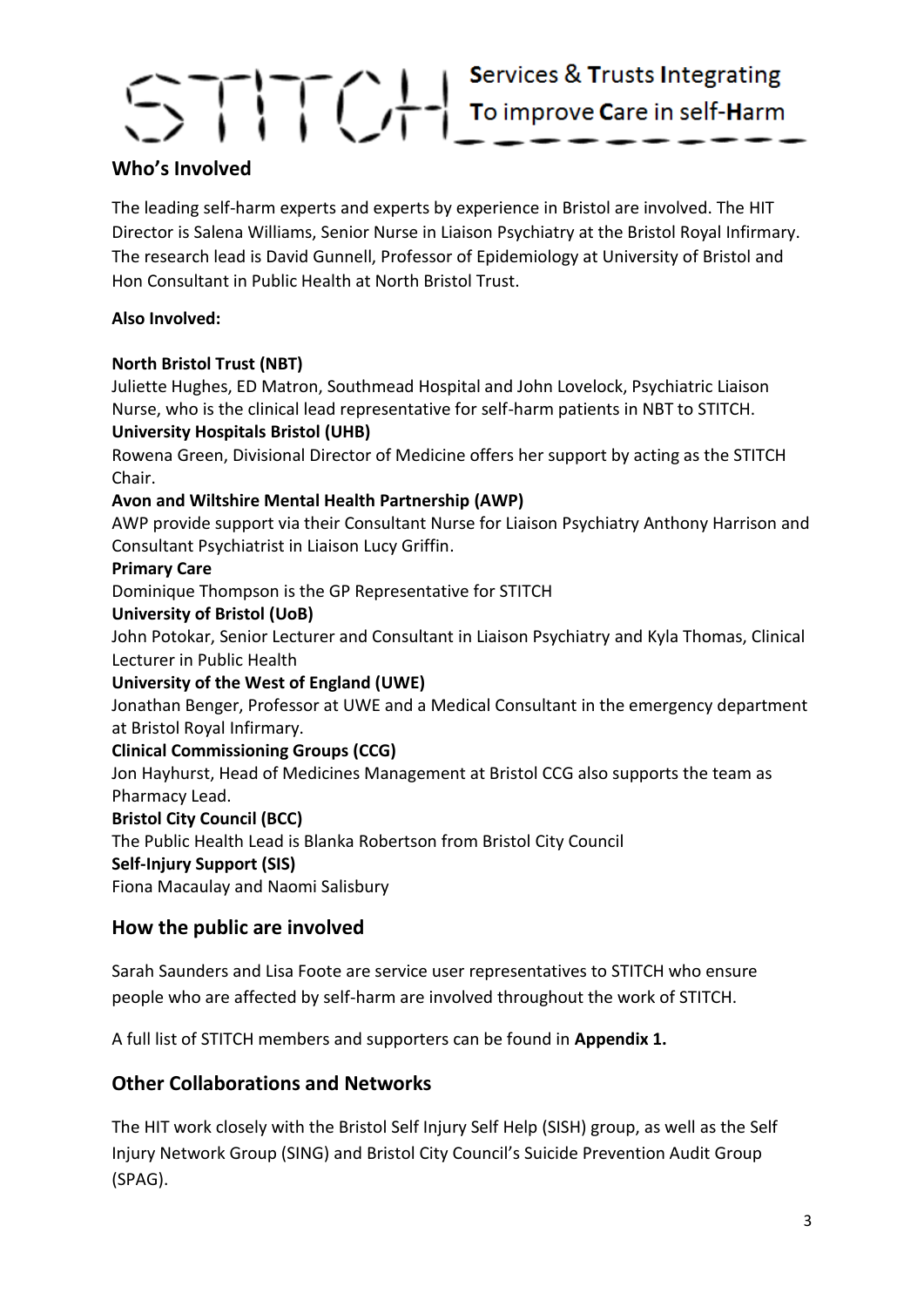STITCH — **S**ervices & **T**rusts **I**ntegrating **T**o improve **C**are in self-**H**arm

## Who's Involved

The leading self-harm experts and experts by experience in Bristol are involved. The HIT Director is Salena Williams, Senior Nurse in Liaison Psychiatry at the Bristol Royal Infirmary. The research lead is David Gunnell, Professor of Epidemiology at University of Bristol and Hon Consultant in Public Health at North Bristol Trust.

**Also Involved:**

**North Bristol Trust (NBT)**
Juliette Hughes, ED Matron, Southmead Hospital and John Lovelock, Psychiatric Liaison Nurse, who is the clinical lead representative for self-harm patients in NBT to STITCH.

**University Hospitals Bristol (UHB)**
Rowena Green, Divisional Director of Medicine offers her support by acting as the STITCH Chair.

**Avon and Wiltshire Mental Health Partnership (AWP)**
AWP provide support via their Consultant Nurse for Liaison Psychiatry Anthony Harrison and Consultant Psychiatrist in Liaison Lucy Griffin.

**Primary Care**
Dominique Thompson is the GP Representative for STITCH

**University of Bristol (UoB)**
John Potokar, Senior Lecturer and Consultant in Liaison Psychiatry and Kyla Thomas, Clinical Lecturer in Public Health

**University of the West of England (UWE)**
Jonathan Benger, Professor at UWE and a Medical Consultant in the emergency department at Bristol Royal Infirmary.

**Clinical Commissioning Groups (CCG)**
Jon Hayhurst, Head of Medicines Management at Bristol CCG also supports the team as Pharmacy Lead.

**Bristol City Council (BCC)**
The Public Health Lead is Blanka Robertson from Bristol City Council

**Self-Injury Support (SIS)**
Fiona Macaulay and Naomi Salisbury

## How the public are involved

Sarah Saunders and Lisa Foote are service user representatives to STITCH who ensure people who are affected by self-harm are involved throughout the work of STITCH.

A full list of STITCH members and supporters can be found in **Appendix 1.**

## Other Collaborations and Networks

The HIT work closely with the Bristol Self Injury Self Help (SISH) group, as well as the Self Injury Network Group (SING) and Bristol City Council's Suicide Prevention Audit Group (SPAG).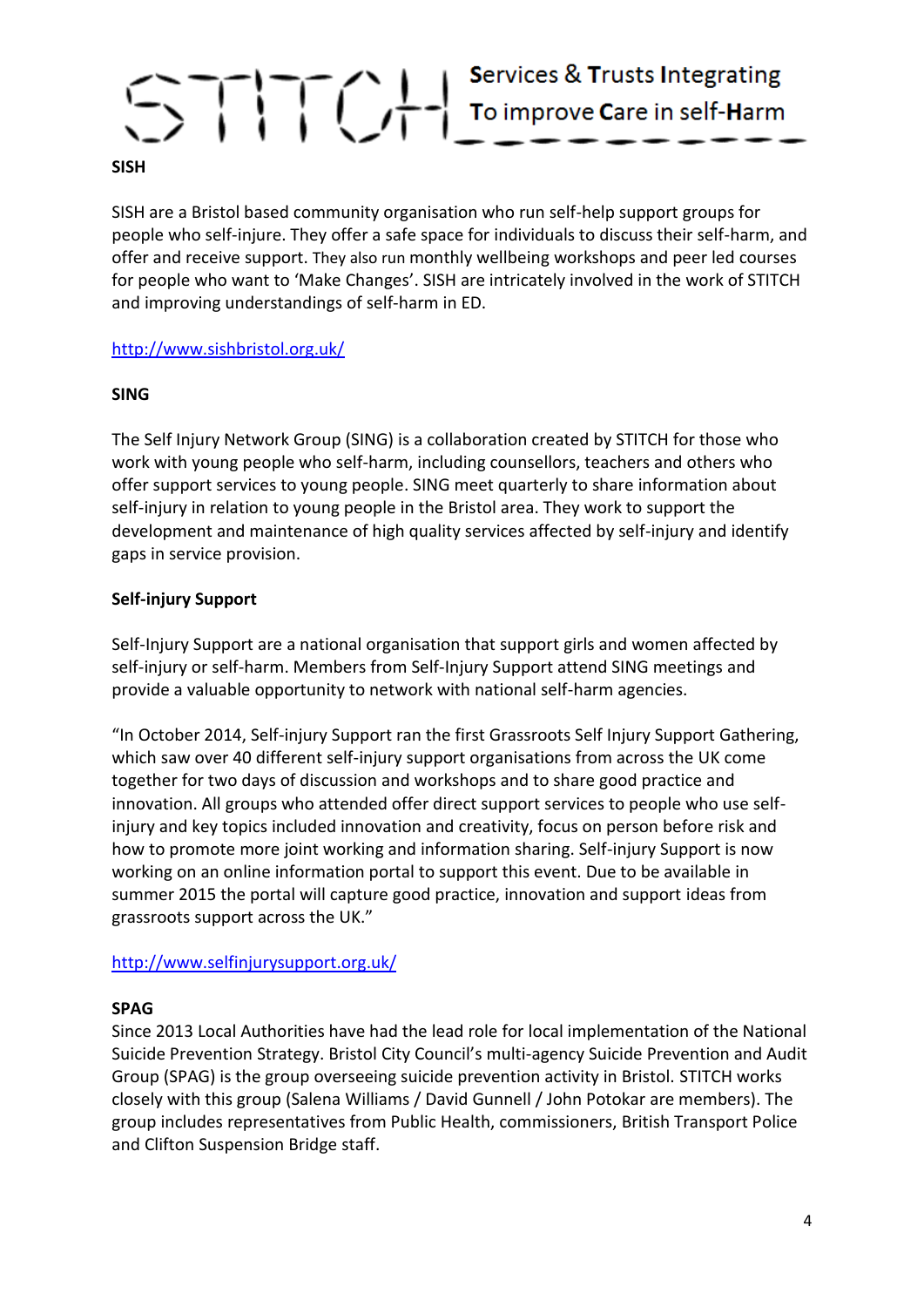**SISH**

SISH are a Bristol based community organisation who run self-help support groups for people who self-injure. They offer a safe space for individuals to discuss their self-harm, and offer and receive support. They also run monthly wellbeing workshops and peer led courses for people who want to 'Make Changes'. SISH are intricately involved in the work of STITCH and improving understandings of self-harm in ED.

http://www.sishbristol.org.uk/

**SING**

The Self Injury Network Group (SING) is a collaboration created by STITCH for those who work with young people who self-harm, including counsellors, teachers and others who offer support services to young people. SING meet quarterly to share information about self-injury in relation to young people in the Bristol area. They work to support the development and maintenance of high quality services affected by self-injury and identify gaps in service provision.

**Self-injury Support**

Self-Injury Support are a national organisation that support girls and women affected by self-injury or self-harm. Members from Self-Injury Support attend SING meetings and provide a valuable opportunity to network with national self-harm agencies.

"In October 2014, Self-injury Support ran the first Grassroots Self Injury Support Gathering, which saw over 40 different self-injury support organisations from across the UK come together for two days of discussion and workshops and to share good practice and innovation. All groups who attended offer direct support services to people who use self-injury and key topics included innovation and creativity, focus on person before risk and how to promote more joint working and information sharing. Self-injury Support is now working on an online information portal to support this event. Due to be available in summer 2015 the portal will capture good practice, innovation and support ideas from grassroots support across the UK."

http://www.selfinjurysupport.org.uk/

**SPAG**

Since 2013 Local Authorities have had the lead role for local implementation of the National Suicide Prevention Strategy. Bristol City Council's multi-agency Suicide Prevention and Audit Group (SPAG) is the group overseeing suicide prevention activity in Bristol. STITCH works closely with this group (Salena Williams / David Gunnell / John Potokar are members). The group includes representatives from Public Health, commissioners, British Transport Police and Clifton Suspension Bridge staff.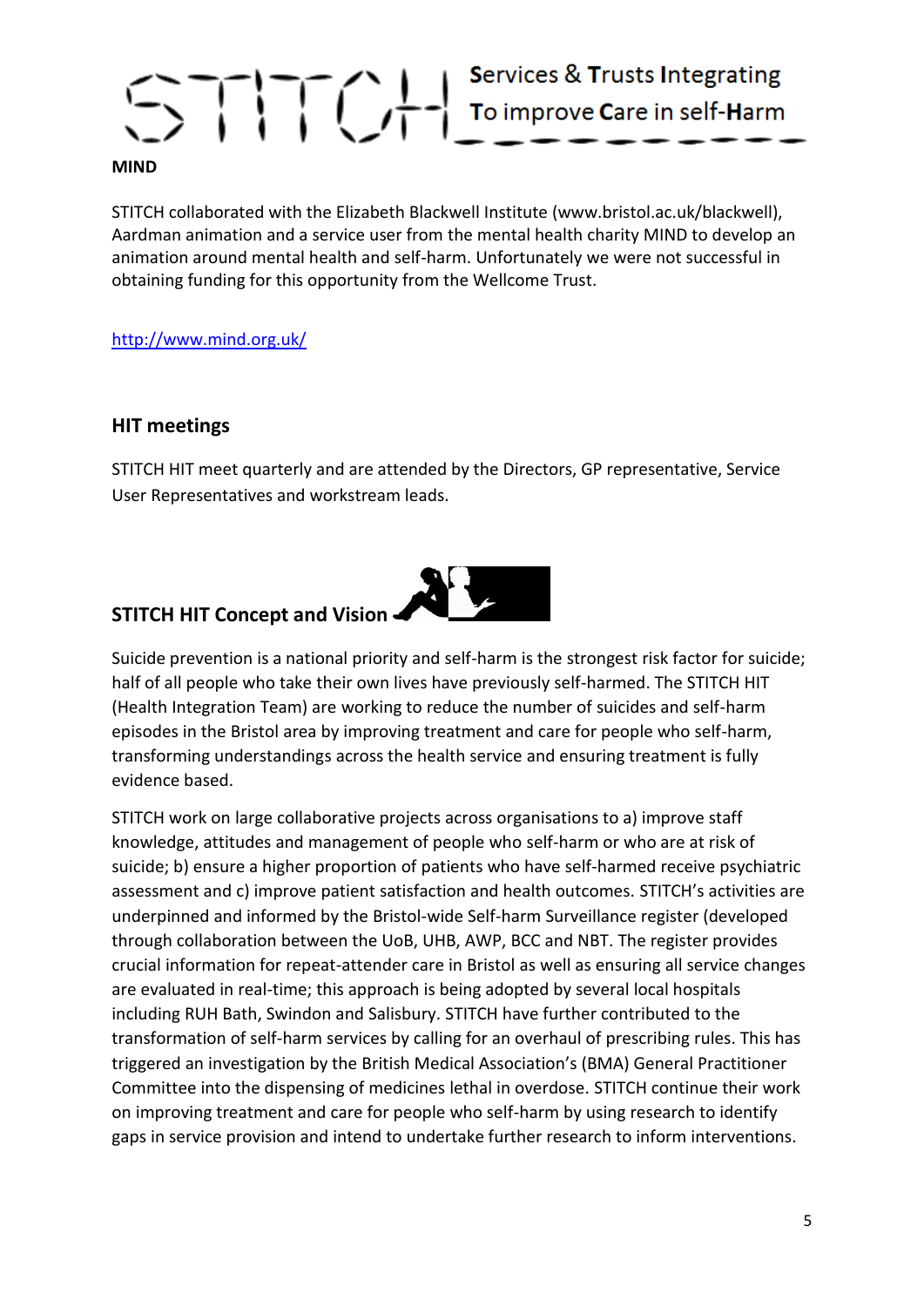**MIND**

STITCH collaborated with the Elizabeth Blackwell Institute (www.bristol.ac.uk/blackwell), Aardman animation and a service user from the mental health charity MIND to develop an animation around mental health and self-harm. Unfortunately we were not successful in obtaining funding for this opportunity from the Wellcome Trust.

http://www.mind.org.uk/

## HIT meetings

STITCH HIT meet quarterly and are attended by the Directors, GP representative, Service User Representatives and workstream leads.

## STITCH HIT Concept and Vision

Suicide prevention is a national priority and self-harm is the strongest risk factor for suicide; half of all people who take their own lives have previously self-harmed. The STITCH HIT (Health Integration Team) are working to reduce the number of suicides and self-harm episodes in the Bristol area by improving treatment and care for people who self-harm, transforming understandings across the health service and ensuring treatment is fully evidence based.

STITCH work on large collaborative projects across organisations to a) improve staff knowledge, attitudes and management of people who self-harm or who are at risk of suicide; b) ensure a higher proportion of patients who have self-harmed receive psychiatric assessment and c) improve patient satisfaction and health outcomes. STITCH's activities are underpinned and informed by the Bristol-wide Self-harm Surveillance register (developed through collaboration between the UoB, UHB, AWP, BCC and NBT. The register provides crucial information for repeat-attender care in Bristol as well as ensuring all service changes are evaluated in real-time; this approach is being adopted by several local hospitals including RUH Bath, Swindon and Salisbury. STITCH have further contributed to the transformation of self-harm services by calling for an overhaul of prescribing rules. This has triggered an investigation by the British Medical Association's (BMA) General Practitioner Committee into the dispensing of medicines lethal in overdose. STITCH continue their work on improving treatment and care for people who self-harm by using research to identify gaps in service provision and intend to undertake further research to inform interventions.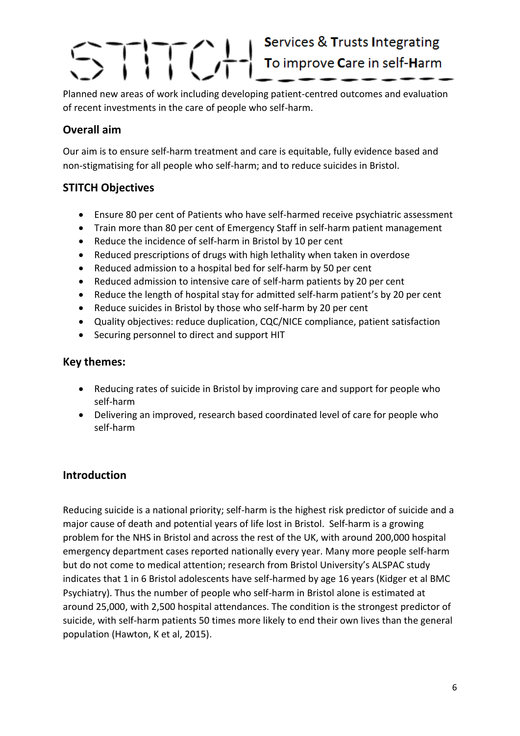STITCH Services & Trusts Integrating To improve Care in self-Harm

Planned new areas of work including developing patient-centred outcomes and evaluation of recent investments in the care of people who self-harm.

## Overall aim

Our aim is to ensure self-harm treatment and care is equitable, fully evidence based and non-stigmatising for all people who self-harm; and to reduce suicides in Bristol.

## STITCH Objectives

- Ensure 80 per cent of Patients who have self-harmed receive psychiatric assessment
- Train more than 80 per cent of Emergency Staff in self-harm patient management
- Reduce the incidence of self-harm in Bristol by 10 per cent
- Reduced prescriptions of drugs with high lethality when taken in overdose
- Reduced admission to a hospital bed for self-harm by 50 per cent
- Reduced admission to intensive care of self-harm patients by 20 per cent
- Reduce the length of hospital stay for admitted self-harm patient's by 20 per cent
- Reduce suicides in Bristol by those who self-harm by 20 per cent
- Quality objectives: reduce duplication, CQC/NICE compliance, patient satisfaction
- Securing personnel to direct and support HIT

## Key themes:

- Reducing rates of suicide in Bristol by improving care and support for people who self-harm
- Delivering an improved, research based coordinated level of care for people who self-harm

## Introduction

Reducing suicide is a national priority; self-harm is the highest risk predictor of suicide and a major cause of death and potential years of life lost in Bristol. Self-harm is a growing problem for the NHS in Bristol and across the rest of the UK, with around 200,000 hospital emergency department cases reported nationally every year. Many more people self-harm but do not come to medical attention; research from Bristol University's ALSPAC study indicates that 1 in 6 Bristol adolescents have self-harmed by age 16 years (Kidger et al BMC Psychiatry). Thus the number of people who self-harm in Bristol alone is estimated at around 25,000, with 2,500 hospital attendances. The condition is the strongest predictor of suicide, with self-harm patients 50 times more likely to end their own lives than the general population (Hawton, K et al, 2015).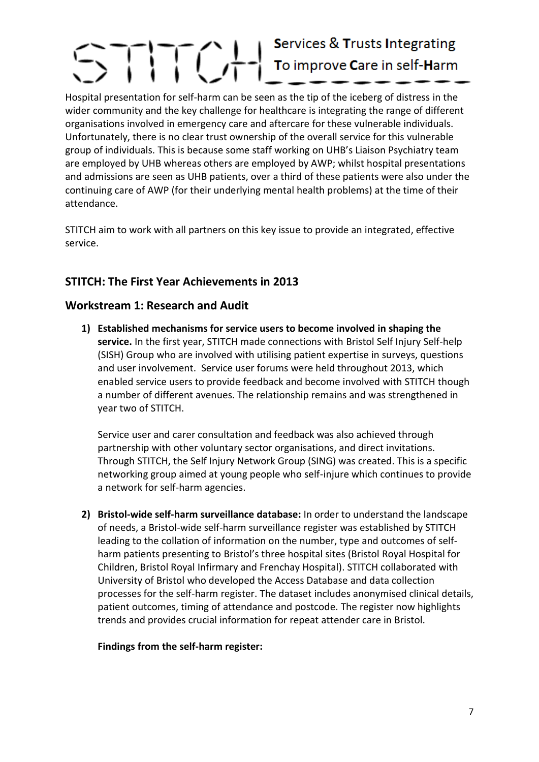Hospital presentation for self-harm can be seen as the tip of the iceberg of distress in the wider community and the key challenge for healthcare is integrating the range of different organisations involved in emergency care and aftercare for these vulnerable individuals. Unfortunately, there is no clear trust ownership of the overall service for this vulnerable group of individuals. This is because some staff working on UHB's Liaison Psychiatry team are employed by UHB whereas others are employed by AWP; whilst hospital presentations and admissions are seen as UHB patients, over a third of these patients were also under the continuing care of AWP (for their underlying mental health problems) at the time of their attendance.

STITCH aim to work with all partners on this key issue to provide an integrated, effective service.

## STITCH: The First Year Achievements in 2013

## Workstream 1: Research and Audit

1) **Established mechanisms for service users to become involved in shaping the service.** In the first year, STITCH made connections with Bristol Self Injury Self-help (SISH) Group who are involved with utilising patient expertise in surveys, questions and user involvement. Service user forums were held throughout 2013, which enabled service users to provide feedback and become involved with STITCH though a number of different avenues. The relationship remains and was strengthened in year two of STITCH.

   Service user and carer consultation and feedback was also achieved through partnership with other voluntary sector organisations, and direct invitations. Through STITCH, the Self Injury Network Group (SING) was created. This is a specific networking group aimed at young people who self-injure which continues to provide a network for self-harm agencies.

2) **Bristol-wide self-harm surveillance database:** In order to understand the landscape of needs, a Bristol-wide self-harm surveillance register was established by STITCH leading to the collation of information on the number, type and outcomes of self-harm patients presenting to Bristol's three hospital sites (Bristol Royal Hospital for Children, Bristol Royal Infirmary and Frenchay Hospital). STITCH collaborated with University of Bristol who developed the Access Database and data collection processes for the self-harm register. The dataset includes anonymised clinical details, patient outcomes, timing of attendance and postcode. The register now highlights trends and provides crucial information for repeat attender care in Bristol.

   **Findings from the self-harm register:**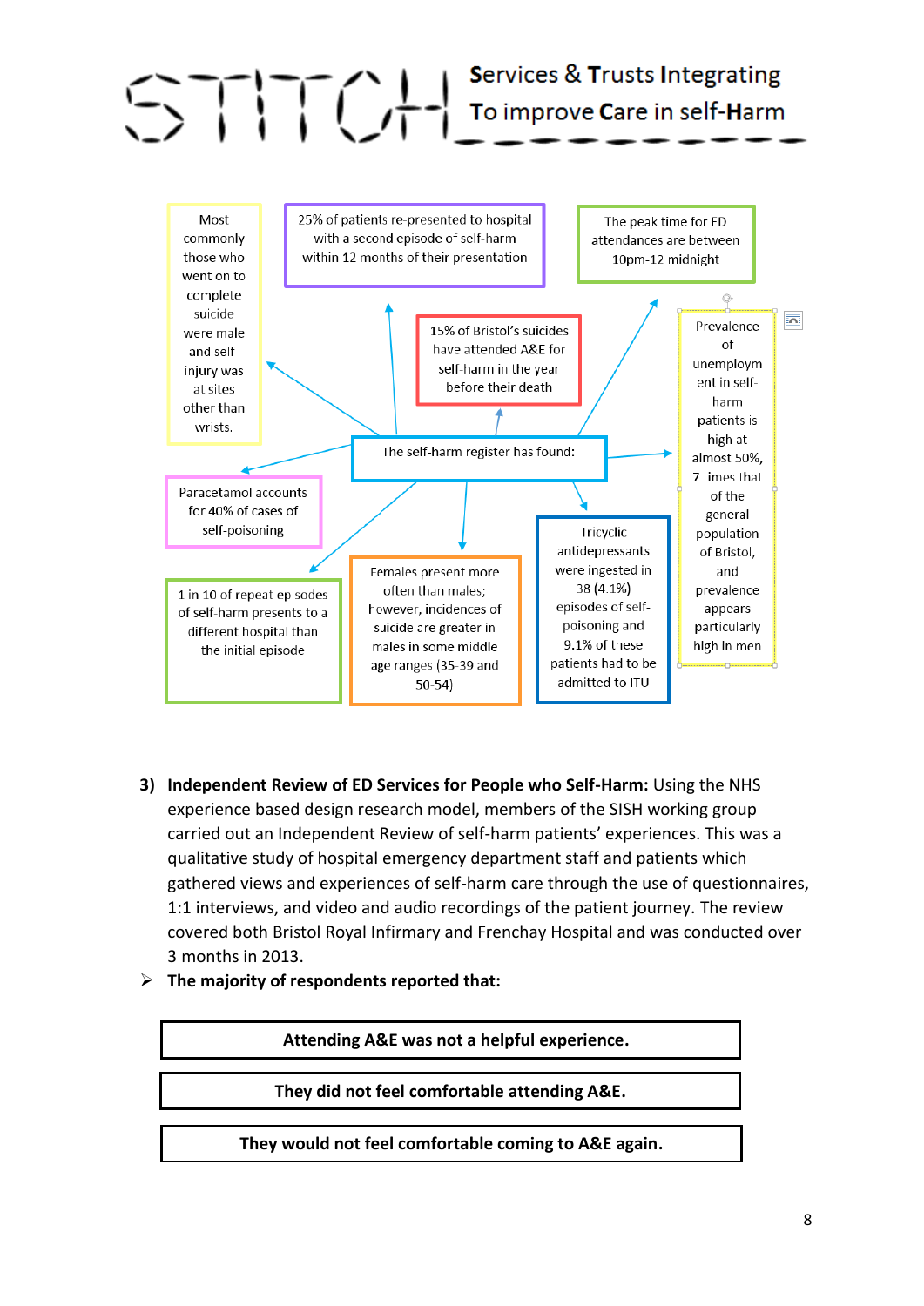STITCH — Services & Trusts Integrating To improve Care in self-Harm

The self-harm register has found:

- 25% of patients re-presented to hospital with a second episode of self-harm within 12 months of their presentation
- 15% of Bristol's suicides have attended A&E for self-harm in the year before their death
- The peak time for ED attendances are between 10pm-12 midnight
- Most commonly those who went on to complete suicide were male and self-injury was at sites other than wrists.
- Prevalence of unemployment in self-harm patients is high at almost 50%, 7 times that of the general population of Bristol, and prevalence appears particularly high in men
- Paracetamol accounts for 40% of cases of self-poisoning
- 1 in 10 of repeat episodes of self-harm presents to a different hospital than the initial episode
- Females present more often than males; however, incidences of suicide are greater in males in some middle age ranges (35-39 and 50-54)
- Tricyclic antidepressants were ingested in 38 (4.1%) episodes of self-poisoning and 9.1% of these patients had to be admitted to ITU

3) **Independent Review of ED Services for People who Self-Harm:** Using the NHS experience based design research model, members of the SISH working group carried out an Independent Review of self-harm patients' experiences. This was a qualitative study of hospital emergency department staff and patients which gathered views and experiences of self-harm care through the use of questionnaires, 1:1 interviews, and video and audio recordings of the patient journey. The review covered both Bristol Royal Infirmary and Frenchay Hospital and was conducted over 3 months in 2013.

- **The majority of respondents reported that:**

**Attending A&E was not a helpful experience.**

**They did not feel comfortable attending A&E.**

**They would not feel comfortable coming to A&E again.**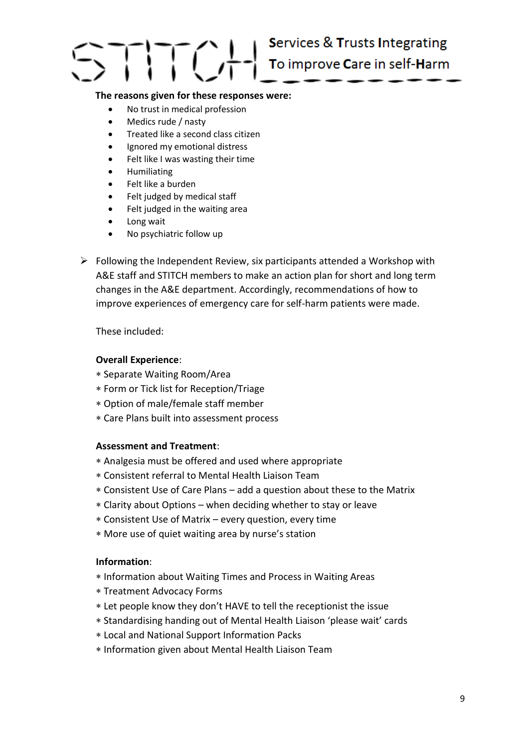**The reasons given for these responses were:**

- No trust in medical profession
- Medics rude / nasty
- Treated like a second class citizen
- Ignored my emotional distress
- Felt like I was wasting their time
- Humiliating
- Felt like a burden
- Felt judged by medical staff
- Felt judged in the waiting area
- Long wait
- No psychiatric follow up

➢ Following the Independent Review, six participants attended a Workshop with A&E staff and STITCH members to make an action plan for short and long term changes in the A&E department. Accordingly, recommendations of how to improve experiences of emergency care for self-harm patients were made.

These included:

**Overall Experience**:

- Separate Waiting Room/Area
- Form or Tick list for Reception/Triage
- Option of male/female staff member
- Care Plans built into assessment process

**Assessment and Treatment**:

- Analgesia must be offered and used where appropriate
- Consistent referral to Mental Health Liaison Team
- Consistent Use of Care Plans – add a question about these to the Matrix
- Clarity about Options – when deciding whether to stay or leave
- Consistent Use of Matrix – every question, every time
- More use of quiet waiting area by nurse's station

**Information**:

- Information about Waiting Times and Process in Waiting Areas
- Treatment Advocacy Forms
- Let people know they don't HAVE to tell the receptionist the issue
- Standardising handing out of Mental Health Liaison 'please wait' cards
- Local and National Support Information Packs
- Information given about Mental Health Liaison Team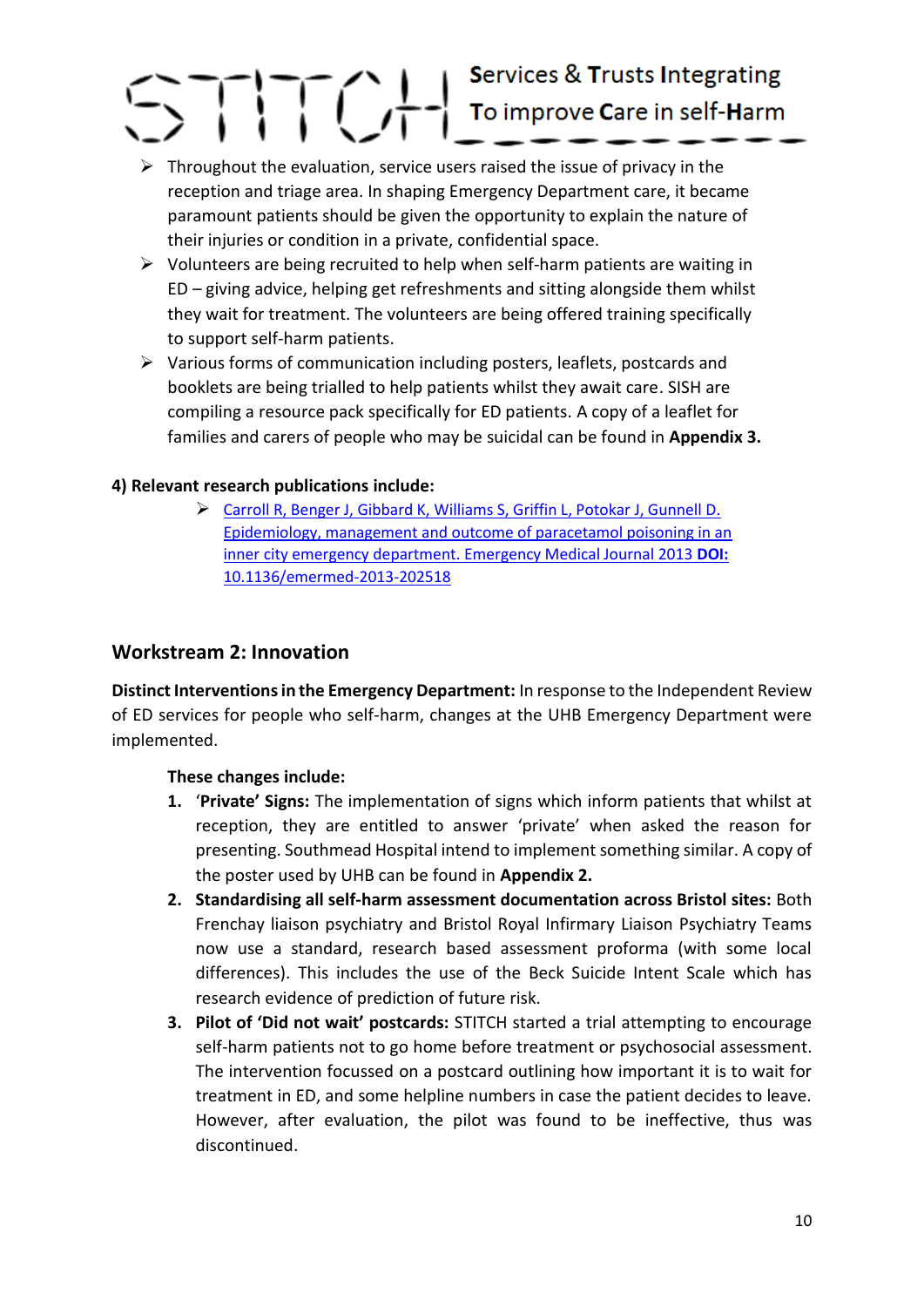- Throughout the evaluation, service users raised the issue of privacy in the reception and triage area. In shaping Emergency Department care, it became paramount patients should be given the opportunity to explain the nature of their injuries or condition in a private, confidential space.
- Volunteers are being recruited to help when self-harm patients are waiting in ED – giving advice, helping get refreshments and sitting alongside them whilst they wait for treatment. The volunteers are being offered training specifically to support self-harm patients.
- Various forms of communication including posters, leaflets, postcards and booklets are being trialled to help patients whilst they await care. SISH are compiling a resource pack specifically for ED patients. A copy of a leaflet for families and carers of people who may be suicidal can be found in **Appendix 3.**

**4) Relevant research publications include:**

- Carroll R, Benger J, Gibbard K, Williams S, Griffin L, Potokar J, Gunnell D. Epidemiology, management and outcome of paracetamol poisoning in an inner city emergency department. Emergency Medical Journal 2013 **DOI:** 10.1136/emermed-2013-202518

## Workstream 2: Innovation

**Distinct Interventions in the Emergency Department:** In response to the Independent Review of ED services for people who self-harm, changes at the UHB Emergency Department were implemented.

**These changes include:**

1. '**Private' Signs:** The implementation of signs which inform patients that whilst at reception, they are entitled to answer 'private' when asked the reason for presenting. Southmead Hospital intend to implement something similar. A copy of the poster used by UHB can be found in **Appendix 2.**
2. **Standardising all self-harm assessment documentation across Bristol sites:** Both Frenchay liaison psychiatry and Bristol Royal Infirmary Liaison Psychiatry Teams now use a standard, research based assessment proforma (with some local differences). This includes the use of the Beck Suicide Intent Scale which has research evidence of prediction of future risk.
3. **Pilot of 'Did not wait' postcards:** STITCH started a trial attempting to encourage self-harm patients not to go home before treatment or psychosocial assessment. The intervention focussed on a postcard outlining how important it is to wait for treatment in ED, and some helpline numbers in case the patient decides to leave. However, after evaluation, the pilot was found to be ineffective, thus was discontinued.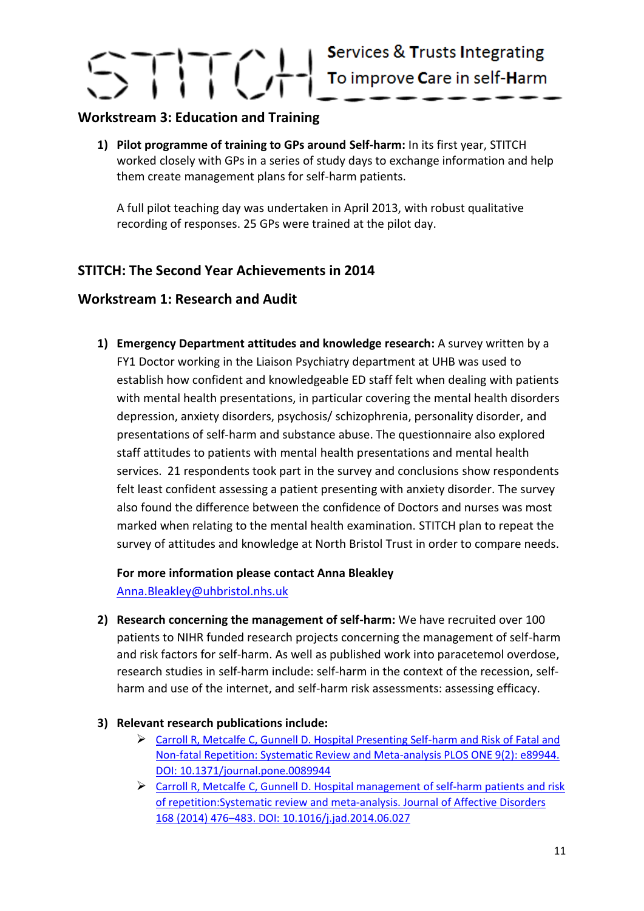## Workstream 3: Education and Training

1) **Pilot programme of training to GPs around Self-harm:** In its first year, STITCH worked closely with GPs in a series of study days to exchange information and help them create management plans for self-harm patients.

   A full pilot teaching day was undertaken in April 2013, with robust qualitative recording of responses. 25 GPs were trained at the pilot day.

## STITCH: The Second Year Achievements in 2014

## Workstream 1: Research and Audit

1) **Emergency Department attitudes and knowledge research:** A survey written by a FY1 Doctor working in the Liaison Psychiatry department at UHB was used to establish how confident and knowledgeable ED staff felt when dealing with patients with mental health presentations, in particular covering the mental health disorders depression, anxiety disorders, psychosis/ schizophrenia, personality disorder, and presentations of self-harm and substance abuse. The questionnaire also explored staff attitudes to patients with mental health presentations and mental health services. 21 respondents took part in the survey and conclusions show respondents felt least confident assessing a patient presenting with anxiety disorder. The survey also found the difference between the confidence of Doctors and nurses was most marked when relating to the mental health examination. STITCH plan to repeat the survey of attitudes and knowledge at North Bristol Trust in order to compare needs.

   **For more information please contact Anna Bleakley**
   Anna.Bleakley@uhbristol.nhs.uk

2) **Research concerning the management of self-harm:** We have recruited over 100 patients to NIHR funded research projects concerning the management of self-harm and risk factors for self-harm. As well as published work into paracetemol overdose, research studies in self-harm include: self-harm in the context of the recession, self-harm and use of the internet, and self-harm risk assessments: assessing efficacy.

3) **Relevant research publications include:**
   - Carroll R, Metcalfe C, Gunnell D. Hospital Presenting Self-harm and Risk of Fatal and Non-fatal Repetition: Systematic Review and Meta-analysis PLOS ONE 9(2): e89944. DOI: 10.1371/journal.pone.0089944
   - Carroll R, Metcalfe C, Gunnell D. Hospital management of self-harm patients and risk of repetition:Systematic review and meta-analysis. Journal of Affective Disorders 168 (2014) 476–483. DOI: 10.1016/j.jad.2014.06.027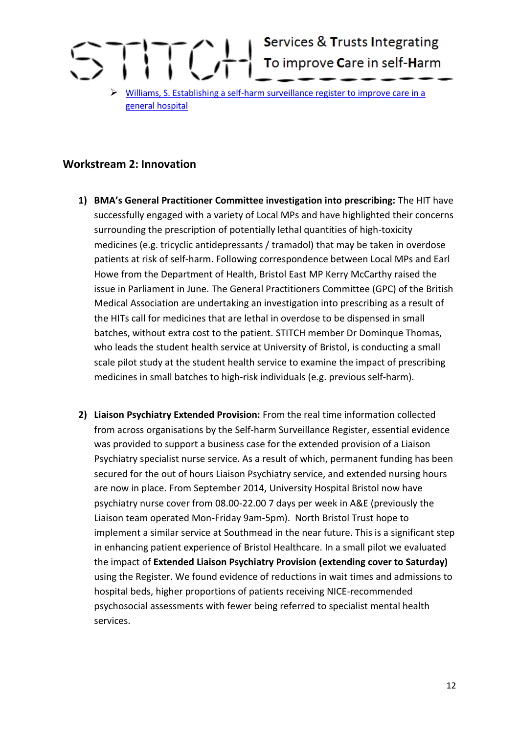- [Williams, S. Establishing a self-harm surveillance register to improve care in a general hospital]()

## Workstream 2: Innovation

1) **BMA's General Practitioner Committee investigation into prescribing:** The HIT have successfully engaged with a variety of Local MPs and have highlighted their concerns surrounding the prescription of potentially lethal quantities of high-toxicity medicines (e.g. tricyclic antidepressants / tramadol) that may be taken in overdose patients at risk of self-harm. Following correspondence between Local MPs and Earl Howe from the Department of Health, Bristol East MP Kerry McCarthy raised the issue in Parliament in June. The General Practitioners Committee (GPC) of the British Medical Association are undertaking an investigation into prescribing as a result of the HITs call for medicines that are lethal in overdose to be dispensed in small batches, without extra cost to the patient. STITCH member Dr Dominque Thomas, who leads the student health service at University of Bristol, is conducting a small scale pilot study at the student health service to examine the impact of prescribing medicines in small batches to high-risk individuals (e.g. previous self-harm).

2) **Liaison Psychiatry Extended Provision:** From the real time information collected from across organisations by the Self-harm Surveillance Register, essential evidence was provided to support a business case for the extended provision of a Liaison Psychiatry specialist nurse service. As a result of which, permanent funding has been secured for the out of hours Liaison Psychiatry service, and extended nursing hours are now in place. From September 2014, University Hospital Bristol now have psychiatry nurse cover from 08.00-22.00 7 days per week in A&E (previously the Liaison team operated Mon-Friday 9am-5pm). North Bristol Trust hope to implement a similar service at Southmead in the near future. This is a significant step in enhancing patient experience of Bristol Healthcare. In a small pilot we evaluated the impact of **Extended Liaison Psychiatry Provision (extending cover to Saturday)** using the Register. We found evidence of reductions in wait times and admissions to hospital beds, higher proportions of patients receiving NICE-recommended psychosocial assessments with fewer being referred to specialist mental health services.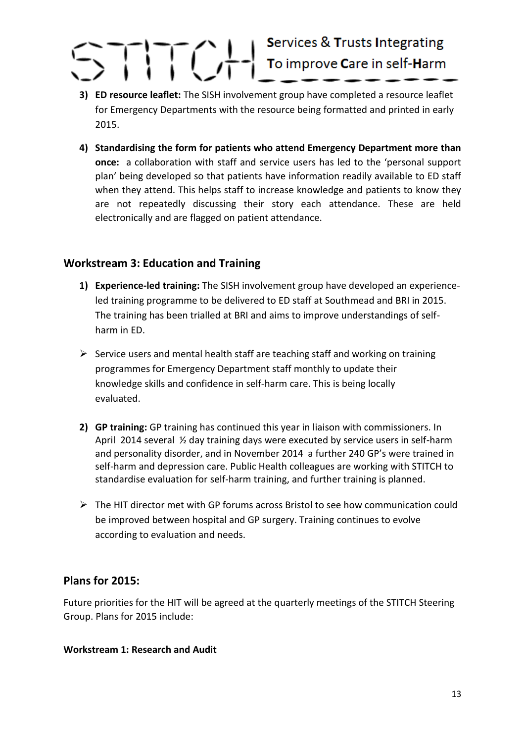3) **ED resource leaflet:** The SISH involvement group have completed a resource leaflet for Emergency Departments with the resource being formatted and printed in early 2015.

4) **Standardising the form for patients who attend Emergency Department more than once:** a collaboration with staff and service users has led to the 'personal support plan' being developed so that patients have information readily available to ED staff when they attend. This helps staff to increase knowledge and patients to know they are not repeatedly discussing their story each attendance. These are held electronically and are flagged on patient attendance.

## Workstream 3: Education and Training

1) **Experience-led training:** The SISH involvement group have developed an experience-led training programme to be delivered to ED staff at Southmead and BRI in 2015. The training has been trialled at BRI and aims to improve understandings of self-harm in ED.

- Service users and mental health staff are teaching staff and working on training programmes for Emergency Department staff monthly to update their knowledge skills and confidence in self-harm care. This is being locally evaluated.

2) **GP training:** GP training has continued this year in liaison with commissioners. In April 2014 several ½ day training days were executed by service users in self-harm and personality disorder, and in November 2014 a further 240 GP's were trained in self-harm and depression care. Public Health colleagues are working with STITCH to standardise evaluation for self-harm training, and further training is planned.

- The HIT director met with GP forums across Bristol to see how communication could be improved between hospital and GP surgery. Training continues to evolve according to evaluation and needs.

## Plans for 2015:

Future priorities for the HIT will be agreed at the quarterly meetings of the STITCH Steering Group. Plans for 2015 include:

**Workstream 1: Research and Audit**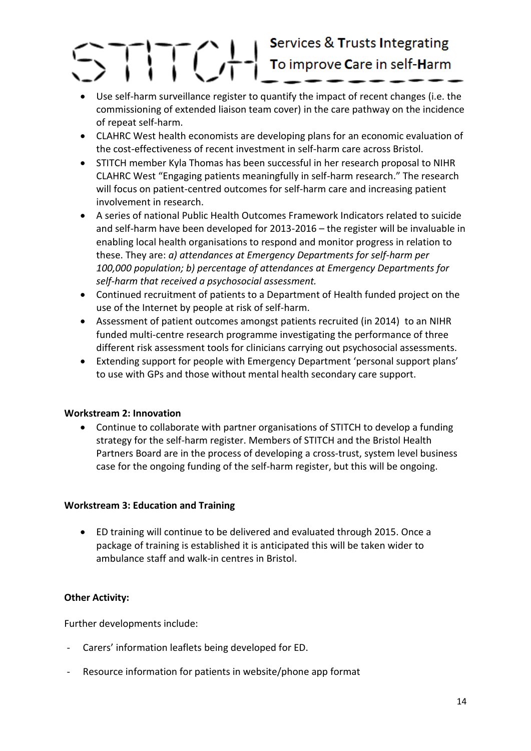- Use self-harm surveillance register to quantify the impact of recent changes (i.e. the commissioning of extended liaison team cover) in the care pathway on the incidence of repeat self-harm.
- CLAHRC West health economists are developing plans for an economic evaluation of the cost-effectiveness of recent investment in self-harm care across Bristol.
- STITCH member Kyla Thomas has been successful in her research proposal to NIHR CLAHRC West "Engaging patients meaningfully in self-harm research." The research will focus on patient-centred outcomes for self-harm care and increasing patient involvement in research.
- A series of national Public Health Outcomes Framework Indicators related to suicide and self-harm have been developed for 2013-2016 – the register will be invaluable in enabling local health organisations to respond and monitor progress in relation to these. They are: *a) attendances at Emergency Departments for self-harm per 100,000 population; b) percentage of attendances at Emergency Departments for self-harm that received a psychosocial assessment.*
- Continued recruitment of patients to a Department of Health funded project on the use of the Internet by people at risk of self-harm.
- Assessment of patient outcomes amongst patients recruited (in 2014) to an NIHR funded multi-centre research programme investigating the performance of three different risk assessment tools for clinicians carrying out psychosocial assessments.
- Extending support for people with Emergency Department 'personal support plans' to use with GPs and those without mental health secondary care support.

**Workstream 2: Innovation**

- Continue to collaborate with partner organisations of STITCH to develop a funding strategy for the self-harm register. Members of STITCH and the Bristol Health Partners Board are in the process of developing a cross-trust, system level business case for the ongoing funding of the self-harm register, but this will be ongoing.

**Workstream 3: Education and Training**

- ED training will continue to be delivered and evaluated through 2015. Once a package of training is established it is anticipated this will be taken wider to ambulance staff and walk-in centres in Bristol.

**Other Activity:**

Further developments include:

- Carers' information leaflets being developed for ED.
- Resource information for patients in website/phone app format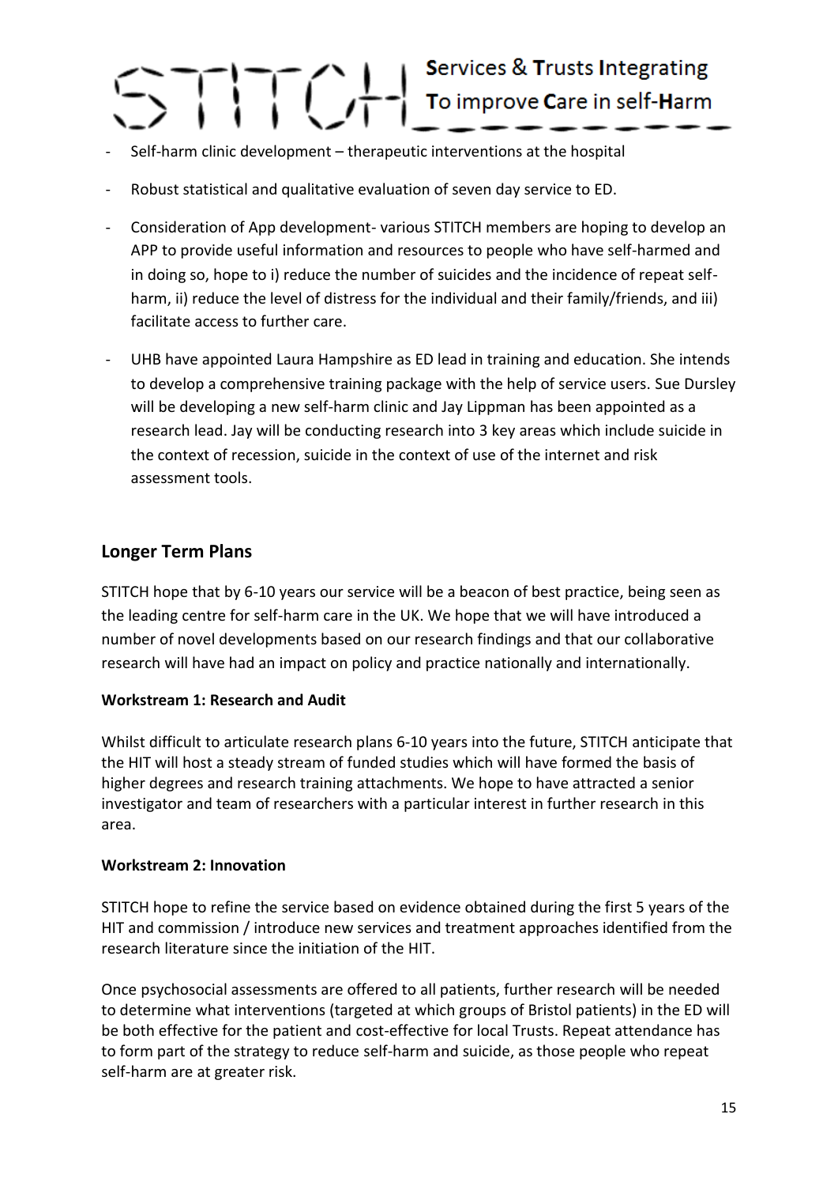- Self-harm clinic development – therapeutic interventions at the hospital
- Robust statistical and qualitative evaluation of seven day service to ED.
- Consideration of App development- various STITCH members are hoping to develop an APP to provide useful information and resources to people who have self-harmed and in doing so, hope to i) reduce the number of suicides and the incidence of repeat self-harm, ii) reduce the level of distress for the individual and their family/friends, and iii) facilitate access to further care.
- UHB have appointed Laura Hampshire as ED lead in training and education. She intends to develop a comprehensive training package with the help of service users. Sue Dursley will be developing a new self-harm clinic and Jay Lippman has been appointed as a research lead. Jay will be conducting research into 3 key areas which include suicide in the context of recession, suicide in the context of use of the internet and risk assessment tools.

## Longer Term Plans

STITCH hope that by 6-10 years our service will be a beacon of best practice, being seen as the leading centre for self-harm care in the UK. We hope that we will have introduced a number of novel developments based on our research findings and that our collaborative research will have had an impact on policy and practice nationally and internationally.

**Workstream 1: Research and Audit**

Whilst difficult to articulate research plans 6-10 years into the future, STITCH anticipate that the HIT will host a steady stream of funded studies which will have formed the basis of higher degrees and research training attachments. We hope to have attracted a senior investigator and team of researchers with a particular interest in further research in this area.

**Workstream 2: Innovation**

STITCH hope to refine the service based on evidence obtained during the first 5 years of the HIT and commission / introduce new services and treatment approaches identified from the research literature since the initiation of the HIT.

Once psychosocial assessments are offered to all patients, further research will be needed to determine what interventions (targeted at which groups of Bristol patients) in the ED will be both effective for the patient and cost-effective for local Trusts. Repeat attendance has to form part of the strategy to reduce self-harm and suicide, as those people who repeat self-harm are at greater risk.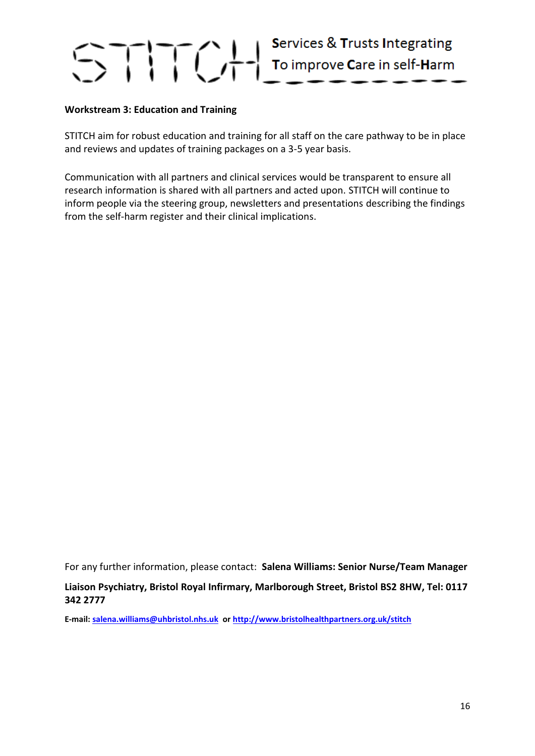STITCH Services & Trusts Integrating To improve Care in self-Harm

**Workstream 3: Education and Training**

STITCH aim for robust education and training for all staff on the care pathway to be in place and reviews and updates of training packages on a 3-5 year basis.

Communication with all partners and clinical services would be transparent to ensure all research information is shared with all partners and acted upon. STITCH will continue to inform people via the steering group, newsletters and presentations describing the findings from the self-harm register and their clinical implications.

For any further information, please contact: **Salena Williams: Senior Nurse/Team Manager**

**Liaison Psychiatry, Bristol Royal Infirmary, Marlborough Street, Bristol BS2 8HW, Tel: 0117 342 2777**

**E-mail: salena.williams@uhbristol.nhs.uk or http://www.bristolhealthpartners.org.uk/stitch**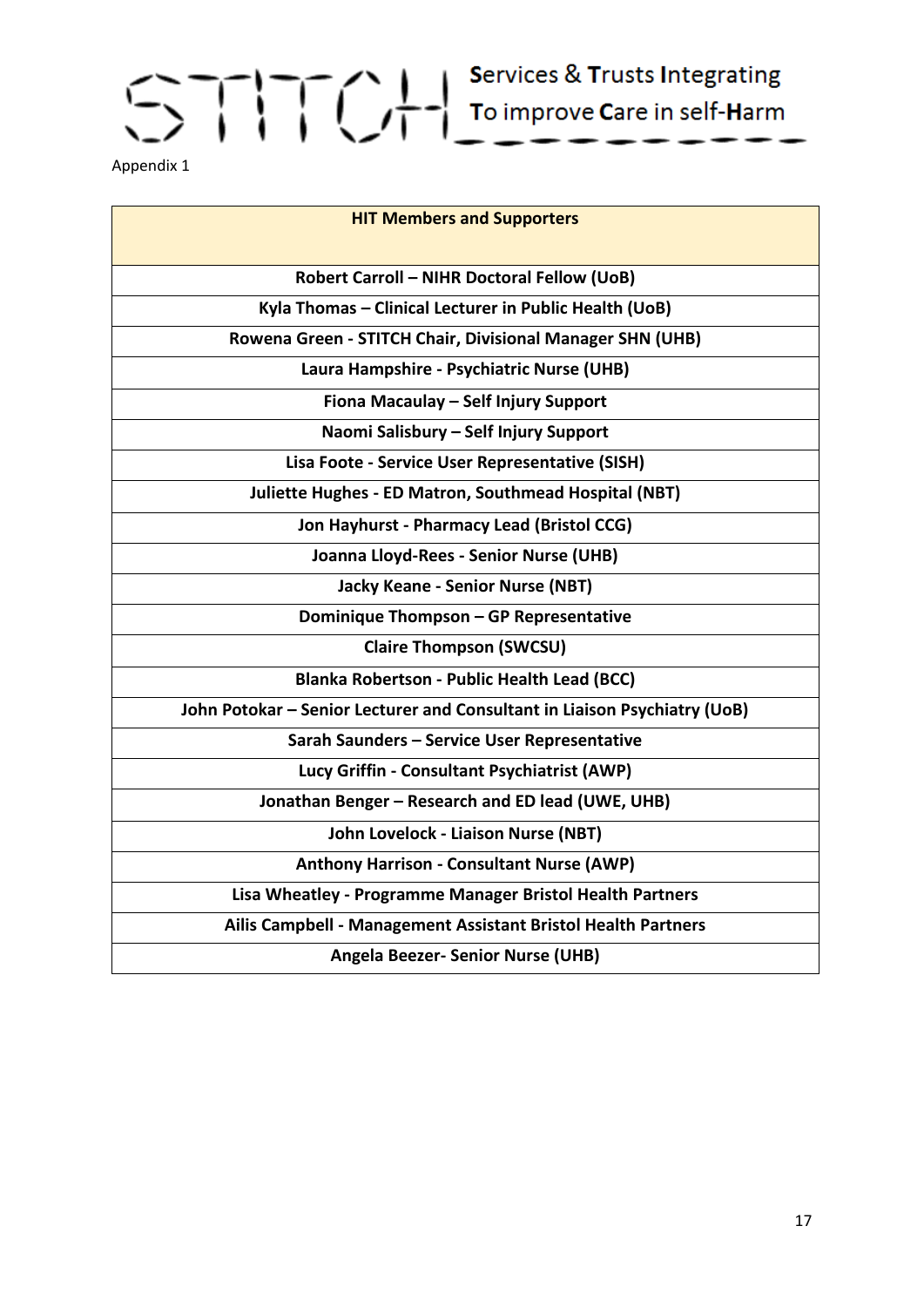STITCH Services & Trusts Integrating To improve Care in self-Harm

Appendix 1

| **HIT Members and Supporters** |
| --- |
| **Robert Carroll – NIHR Doctoral Fellow (UoB)** |
| **Kyla Thomas – Clinical Lecturer in Public Health (UoB)** |
| **Rowena Green - STITCH Chair, Divisional Manager SHN (UHB)** |
| **Laura Hampshire - Psychiatric Nurse (UHB)** |
| **Fiona Macaulay – Self Injury Support** |
| **Naomi Salisbury – Self Injury Support** |
| **Lisa Foote - Service User Representative (SISH)** |
| **Juliette Hughes - ED Matron, Southmead Hospital (NBT)** |
| **Jon Hayhurst - Pharmacy Lead (Bristol CCG)** |
| **Joanna Lloyd-Rees - Senior Nurse (UHB)** |
| **Jacky Keane - Senior Nurse (NBT)** |
| **Dominique Thompson – GP Representative** |
| **Claire Thompson (SWCSU)** |
| **Blanka Robertson - Public Health Lead (BCC)** |
| **John Potokar – Senior Lecturer and Consultant in Liaison Psychiatry (UoB)** |
| **Sarah Saunders – Service User Representative** |
| **Lucy Griffin - Consultant Psychiatrist (AWP)** |
| **Jonathan Benger – Research and ED lead (UWE, UHB)** |
| **John Lovelock - Liaison Nurse (NBT)** |
| **Anthony Harrison - Consultant Nurse (AWP)** |
| **Lisa Wheatley - Programme Manager Bristol Health Partners** |
| **Ailis Campbell - Management Assistant Bristol Health Partners** |
| **Angela Beezer- Senior Nurse (UHB)** |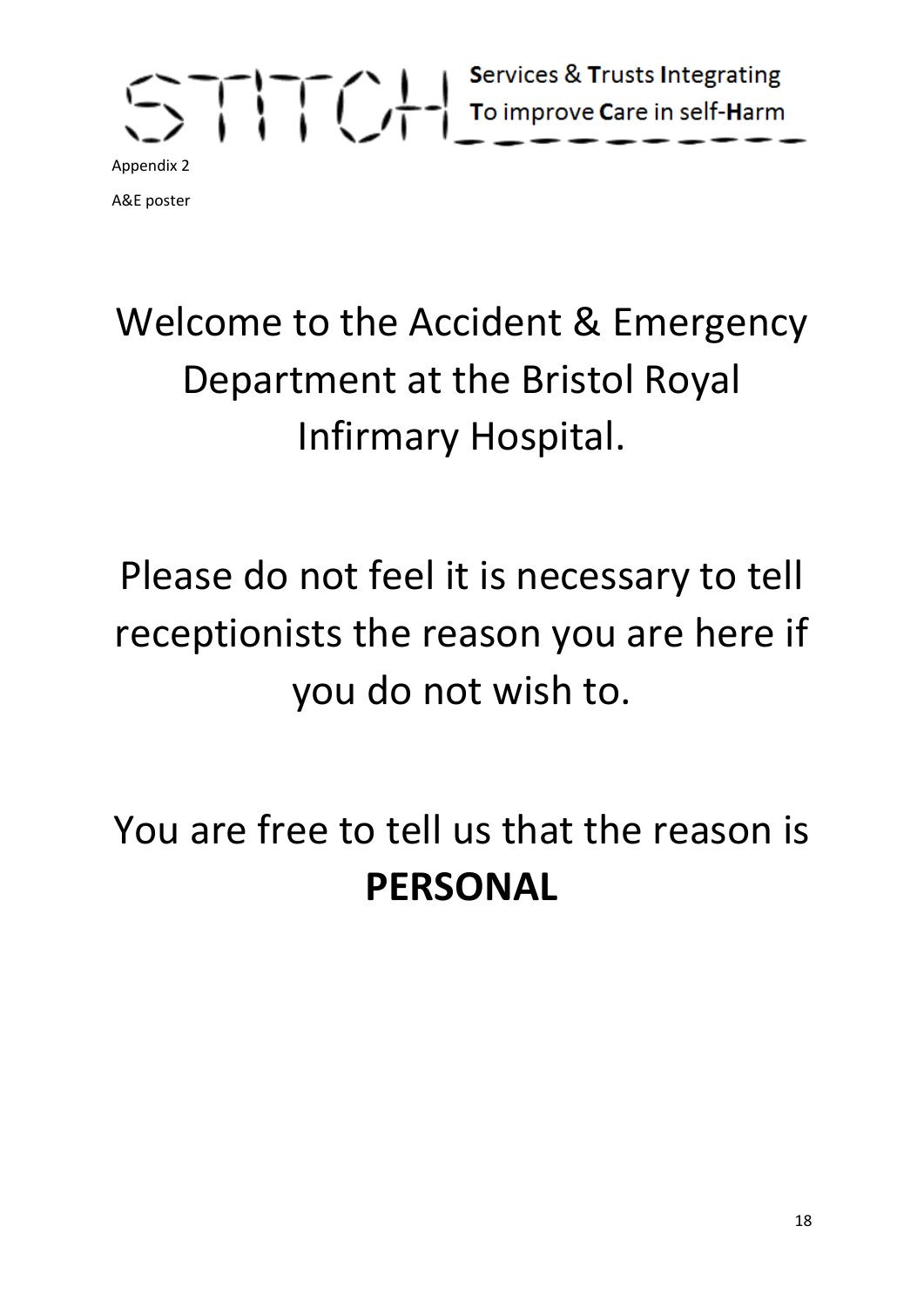STITCH — Services & Trusts Integrating To improve Care in self-Harm

Appendix 2

A&E poster

# Welcome to the Accident & Emergency Department at the Bristol Royal Infirmary Hospital.

## Please do not feel it is necessary to tell receptionists the reason you are here if you do not wish to.

## You are free to tell us that the reason is **PERSONAL**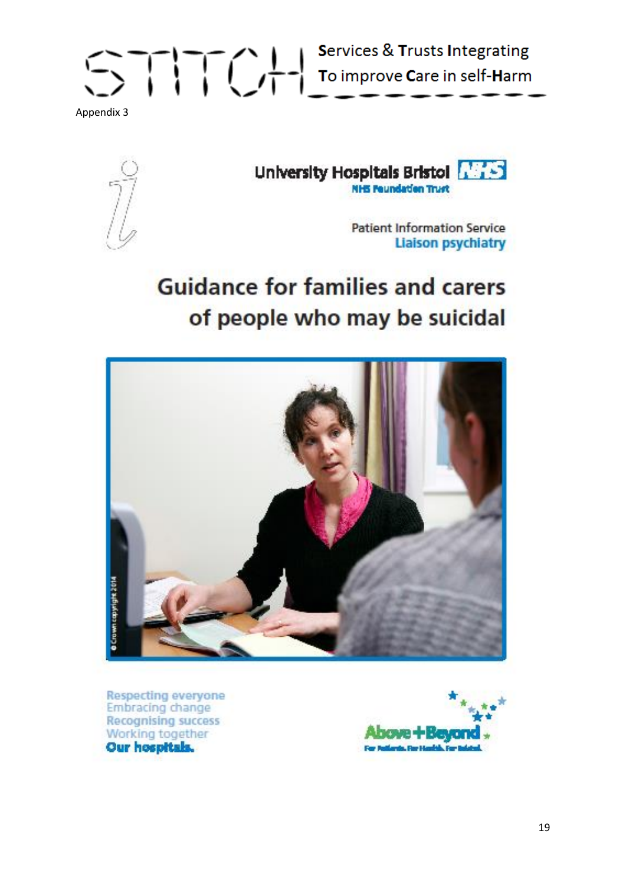STITCH Services & Trusts Integrating To improve Care in self-Harm

Appendix 3

University Hospitals Bristol NHS Foundation Trust

Patient Information Service
Liaison psychiatry

# Guidance for families and carers of people who may be suicidal

© Crown copyright 2014

Respecting everyone
Embracing change
Recognising success
Working together
Our hospitals.

Above+Beyond
For Patients. For Health. For Bristol.